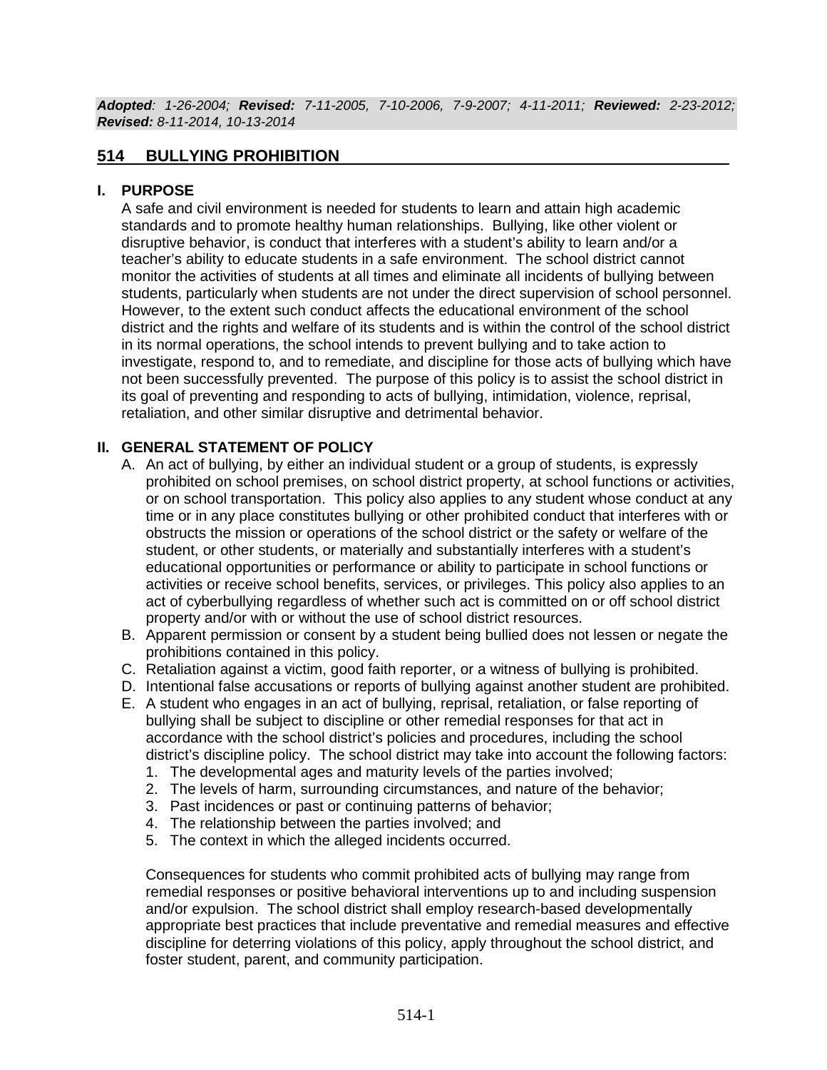***Adopted**: 1-26-2004; **Revised:** 7-11-2005, 7-10-2006, 7-9-2007; 4-11-2011; **Reviewed:** 2-23-2012; **Revised:** 8-11-2014, 10-13-2014*

# 514 BULLYING PROHIBITION

## I. PURPOSE

A safe and civil environment is needed for students to learn and attain high academic standards and to promote healthy human relationships. Bullying, like other violent or disruptive behavior, is conduct that interferes with a student's ability to learn and/or a teacher's ability to educate students in a safe environment. The school district cannot monitor the activities of students at all times and eliminate all incidents of bullying between students, particularly when students are not under the direct supervision of school personnel. However, to the extent such conduct affects the educational environment of the school district and the rights and welfare of its students and is within the control of the school district in its normal operations, the school intends to prevent bullying and to take action to investigate, respond to, and to remediate, and discipline for those acts of bullying which have not been successfully prevented. The purpose of this policy is to assist the school district in its goal of preventing and responding to acts of bullying, intimidation, violence, reprisal, retaliation, and other similar disruptive and detrimental behavior.

## II. GENERAL STATEMENT OF POLICY

A. An act of bullying, by either an individual student or a group of students, is expressly prohibited on school premises, on school district property, at school functions or activities, or on school transportation. This policy also applies to any student whose conduct at any time or in any place constitutes bullying or other prohibited conduct that interferes with or obstructs the mission or operations of the school district or the safety or welfare of the student, or other students, or materially and substantially interferes with a student's educational opportunities or performance or ability to participate in school functions or activities or receive school benefits, services, or privileges. This policy also applies to an act of cyberbullying regardless of whether such act is committed on or off school district property and/or with or without the use of school district resources.

B. Apparent permission or consent by a student being bullied does not lessen or negate the prohibitions contained in this policy.

C. Retaliation against a victim, good faith reporter, or a witness of bullying is prohibited.

D. Intentional false accusations or reports of bullying against another student are prohibited.

E. A student who engages in an act of bullying, reprisal, retaliation, or false reporting of bullying shall be subject to discipline or other remedial responses for that act in accordance with the school district's policies and procedures, including the school district's discipline policy. The school district may take into account the following factors:

   1. The developmental ages and maturity levels of the parties involved;
   2. The levels of harm, surrounding circumstances, and nature of the behavior;
   3. Past incidences or past or continuing patterns of behavior;
   4. The relationship between the parties involved; and
   5. The context in which the alleged incidents occurred.

   Consequences for students who commit prohibited acts of bullying may range from remedial responses or positive behavioral interventions up to and including suspension and/or expulsion. The school district shall employ research-based developmentally appropriate best practices that include preventative and remedial measures and effective discipline for deterring violations of this policy, apply throughout the school district, and foster student, parent, and community participation.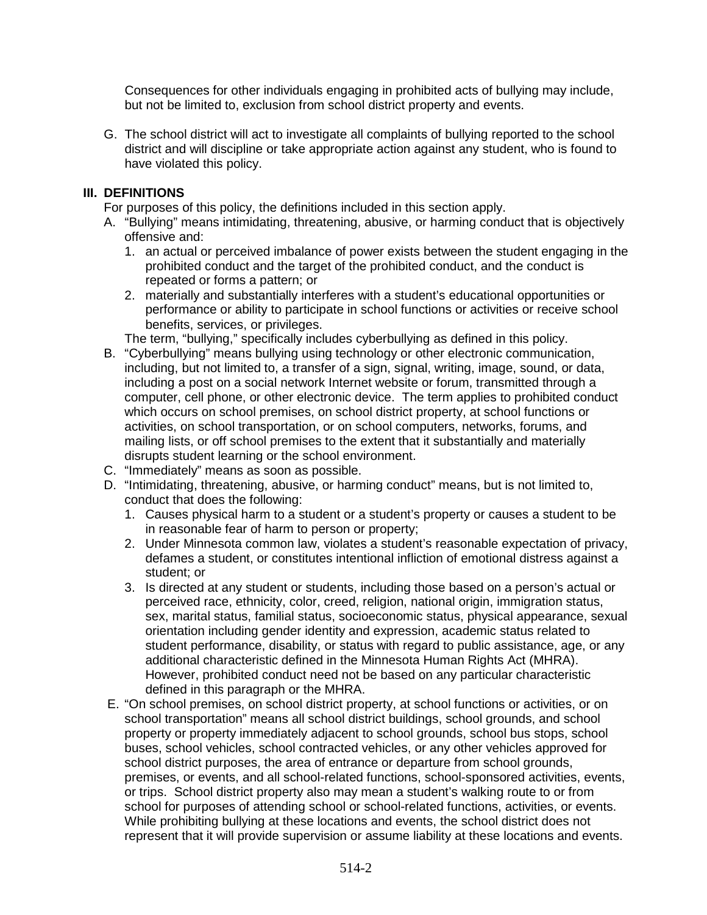Consequences for other individuals engaging in prohibited acts of bullying may include, but not be limited to, exclusion from school district property and events.

G. The school district will act to investigate all complaints of bullying reported to the school district and will discipline or take appropriate action against any student, who is found to have violated this policy.

## III. DEFINITIONS

For purposes of this policy, the definitions included in this section apply.

A. "Bullying" means intimidating, threatening, abusive, or harming conduct that is objectively offensive and:
   1. an actual or perceived imbalance of power exists between the student engaging in the prohibited conduct and the target of the prohibited conduct, and the conduct is repeated or forms a pattern; or
   2. materially and substantially interferes with a student's educational opportunities or performance or ability to participate in school functions or activities or receive school benefits, services, or privileges.

   The term, "bullying," specifically includes cyberbullying as defined in this policy.

B. "Cyberbullying" means bullying using technology or other electronic communication, including, but not limited to, a transfer of a sign, signal, writing, image, sound, or data, including a post on a social network Internet website or forum, transmitted through a computer, cell phone, or other electronic device. The term applies to prohibited conduct which occurs on school premises, on school district property, at school functions or activities, on school transportation, or on school computers, networks, forums, and mailing lists, or off school premises to the extent that it substantially and materially disrupts student learning or the school environment.

C. "Immediately" means as soon as possible.

D. "Intimidating, threatening, abusive, or harming conduct" means, but is not limited to, conduct that does the following:
   1. Causes physical harm to a student or a student's property or causes a student to be in reasonable fear of harm to person or property;
   2. Under Minnesota common law, violates a student's reasonable expectation of privacy, defames a student, or constitutes intentional infliction of emotional distress against a student; or
   3. Is directed at any student or students, including those based on a person's actual or perceived race, ethnicity, color, creed, religion, national origin, immigration status, sex, marital status, familial status, socioeconomic status, physical appearance, sexual orientation including gender identity and expression, academic status related to student performance, disability, or status with regard to public assistance, age, or any additional characteristic defined in the Minnesota Human Rights Act (MHRA). However, prohibited conduct need not be based on any particular characteristic defined in this paragraph or the MHRA.

E. "On school premises, on school district property, at school functions or activities, or on school transportation" means all school district buildings, school grounds, and school property or property immediately adjacent to school grounds, school bus stops, school buses, school vehicles, school contracted vehicles, or any other vehicles approved for school district purposes, the area of entrance or departure from school grounds, premises, or events, and all school-related functions, school-sponsored activities, events, or trips. School district property also may mean a student's walking route to or from school for purposes of attending school or school-related functions, activities, or events. While prohibiting bullying at these locations and events, the school district does not represent that it will provide supervision or assume liability at these locations and events.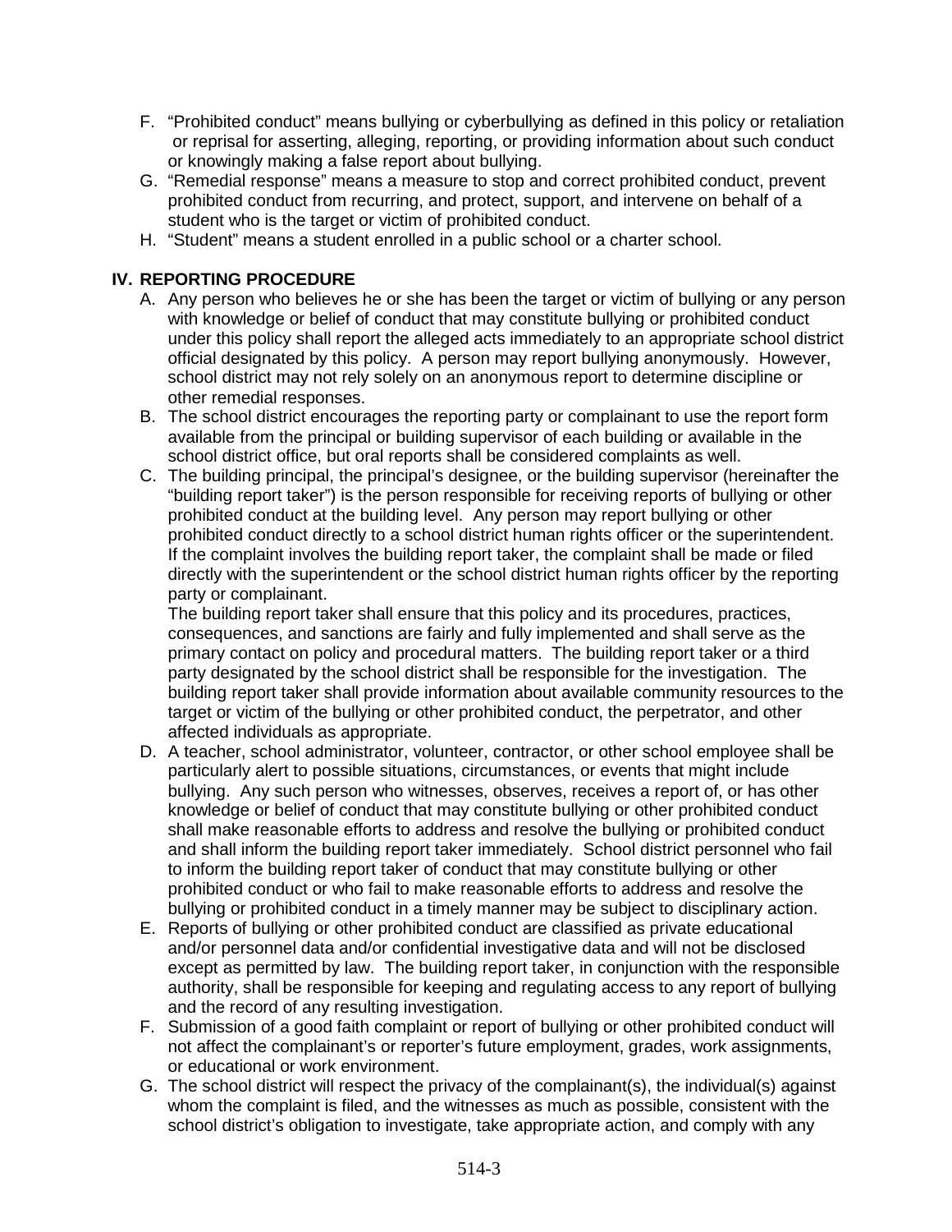F. "Prohibited conduct" means bullying or cyberbullying as defined in this policy or retaliation or reprisal for asserting, alleging, reporting, or providing information about such conduct or knowingly making a false report about bullying.

G. "Remedial response" means a measure to stop and correct prohibited conduct, prevent prohibited conduct from recurring, and protect, support, and intervene on behalf of a student who is the target or victim of prohibited conduct.

H. "Student" means a student enrolled in a public school or a charter school.

## IV. REPORTING PROCEDURE

A. Any person who believes he or she has been the target or victim of bullying or any person with knowledge or belief of conduct that may constitute bullying or prohibited conduct under this policy shall report the alleged acts immediately to an appropriate school district official designated by this policy. A person may report bullying anonymously. However, school district may not rely solely on an anonymous report to determine discipline or other remedial responses.

B. The school district encourages the reporting party or complainant to use the report form available from the principal or building supervisor of each building or available in the school district office, but oral reports shall be considered complaints as well.

C. The building principal, the principal's designee, or the building supervisor (hereinafter the "building report taker") is the person responsible for receiving reports of bullying or other prohibited conduct at the building level. Any person may report bullying or other prohibited conduct directly to a school district human rights officer or the superintendent. If the complaint involves the building report taker, the complaint shall be made or filed directly with the superintendent or the school district human rights officer by the reporting party or complainant.

The building report taker shall ensure that this policy and its procedures, practices, consequences, and sanctions are fairly and fully implemented and shall serve as the primary contact on policy and procedural matters. The building report taker or a third party designated by the school district shall be responsible for the investigation. The building report taker shall provide information about available community resources to the target or victim of the bullying or other prohibited conduct, the perpetrator, and other affected individuals as appropriate.

D. A teacher, school administrator, volunteer, contractor, or other school employee shall be particularly alert to possible situations, circumstances, or events that might include bullying. Any such person who witnesses, observes, receives a report of, or has other knowledge or belief of conduct that may constitute bullying or other prohibited conduct shall make reasonable efforts to address and resolve the bullying or prohibited conduct and shall inform the building report taker immediately. School district personnel who fail to inform the building report taker of conduct that may constitute bullying or other prohibited conduct or who fail to make reasonable efforts to address and resolve the bullying or prohibited conduct in a timely manner may be subject to disciplinary action.

E. Reports of bullying or other prohibited conduct are classified as private educational and/or personnel data and/or confidential investigative data and will not be disclosed except as permitted by law. The building report taker, in conjunction with the responsible authority, shall be responsible for keeping and regulating access to any report of bullying and the record of any resulting investigation.

F. Submission of a good faith complaint or report of bullying or other prohibited conduct will not affect the complainant's or reporter's future employment, grades, work assignments, or educational or work environment.

G. The school district will respect the privacy of the complainant(s), the individual(s) against whom the complaint is filed, and the witnesses as much as possible, consistent with the school district's obligation to investigate, take appropriate action, and comply with any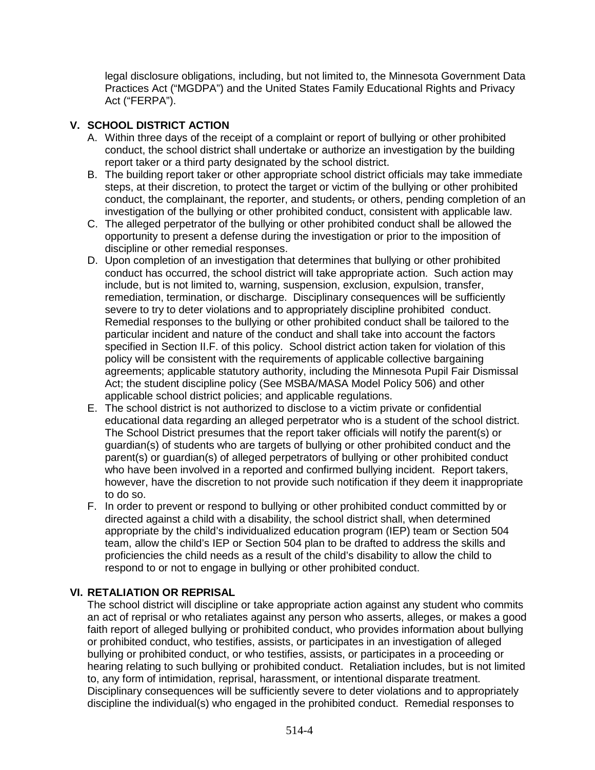legal disclosure obligations, including, but not limited to, the Minnesota Government Data Practices Act ("MGDPA") and the United States Family Educational Rights and Privacy Act ("FERPA").

## V. SCHOOL DISTRICT ACTION

A. Within three days of the receipt of a complaint or report of bullying or other prohibited conduct, the school district shall undertake or authorize an investigation by the building report taker or a third party designated by the school district.

B. The building report taker or other appropriate school district officials may take immediate steps, at their discretion, to protect the target or victim of the bullying or other prohibited conduct, the complainant, the reporter, and students, or others, pending completion of an investigation of the bullying or other prohibited conduct, consistent with applicable law.

C. The alleged perpetrator of the bullying or other prohibited conduct shall be allowed the opportunity to present a defense during the investigation or prior to the imposition of discipline or other remedial responses.

D. Upon completion of an investigation that determines that bullying or other prohibited conduct has occurred, the school district will take appropriate action. Such action may include, but is not limited to, warning, suspension, exclusion, expulsion, transfer, remediation, termination, or discharge. Disciplinary consequences will be sufficiently severe to try to deter violations and to appropriately discipline prohibited conduct. Remedial responses to the bullying or other prohibited conduct shall be tailored to the particular incident and nature of the conduct and shall take into account the factors specified in Section II.F. of this policy. School district action taken for violation of this policy will be consistent with the requirements of applicable collective bargaining agreements; applicable statutory authority, including the Minnesota Pupil Fair Dismissal Act; the student discipline policy (See MSBA/MASA Model Policy 506) and other applicable school district policies; and applicable regulations.

E. The school district is not authorized to disclose to a victim private or confidential educational data regarding an alleged perpetrator who is a student of the school district. The School District presumes that the report taker officials will notify the parent(s) or guardian(s) of students who are targets of bullying or other prohibited conduct and the parent(s) or guardian(s) of alleged perpetrators of bullying or other prohibited conduct who have been involved in a reported and confirmed bullying incident. Report takers, however, have the discretion to not provide such notification if they deem it inappropriate to do so.

F. In order to prevent or respond to bullying or other prohibited conduct committed by or directed against a child with a disability, the school district shall, when determined appropriate by the child's individualized education program (IEP) team or Section 504 team, allow the child's IEP or Section 504 plan to be drafted to address the skills and proficiencies the child needs as a result of the child's disability to allow the child to respond to or not to engage in bullying or other prohibited conduct.

## VI. RETALIATION OR REPRISAL

The school district will discipline or take appropriate action against any student who commits an act of reprisal or who retaliates against any person who asserts, alleges, or makes a good faith report of alleged bullying or prohibited conduct, who provides information about bullying or prohibited conduct, who testifies, assists, or participates in an investigation of alleged bullying or prohibited conduct, or who testifies, assists, or participates in a proceeding or hearing relating to such bullying or prohibited conduct. Retaliation includes, but is not limited to, any form of intimidation, reprisal, harassment, or intentional disparate treatment. Disciplinary consequences will be sufficiently severe to deter violations and to appropriately discipline the individual(s) who engaged in the prohibited conduct. Remedial responses to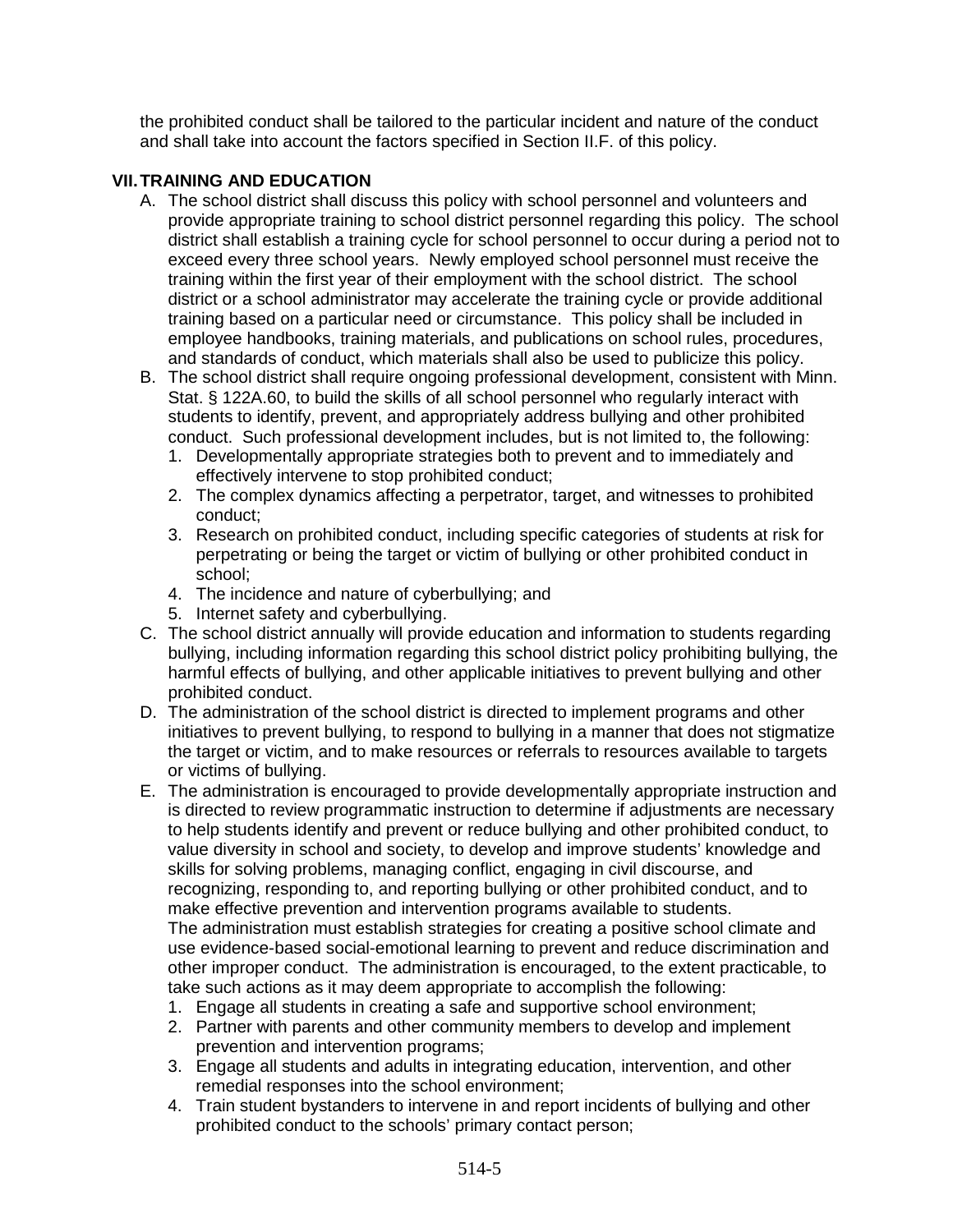the prohibited conduct shall be tailored to the particular incident and nature of the conduct and shall take into account the factors specified in Section II.F. of this policy.

## VII. TRAINING AND EDUCATION

A. The school district shall discuss this policy with school personnel and volunteers and provide appropriate training to school district personnel regarding this policy. The school district shall establish a training cycle for school personnel to occur during a period not to exceed every three school years. Newly employed school personnel must receive the training within the first year of their employment with the school district. The school district or a school administrator may accelerate the training cycle or provide additional training based on a particular need or circumstance. This policy shall be included in employee handbooks, training materials, and publications on school rules, procedures, and standards of conduct, which materials shall also be used to publicize this policy.

B. The school district shall require ongoing professional development, consistent with Minn. Stat. § 122A.60, to build the skills of all school personnel who regularly interact with students to identify, prevent, and appropriately address bullying and other prohibited conduct. Such professional development includes, but is not limited to, the following:
   1. Developmentally appropriate strategies both to prevent and to immediately and effectively intervene to stop prohibited conduct;
   2. The complex dynamics affecting a perpetrator, target, and witnesses to prohibited conduct;
   3. Research on prohibited conduct, including specific categories of students at risk for perpetrating or being the target or victim of bullying or other prohibited conduct in school;
   4. The incidence and nature of cyberbullying; and
   5. Internet safety and cyberbullying.

C. The school district annually will provide education and information to students regarding bullying, including information regarding this school district policy prohibiting bullying, the harmful effects of bullying, and other applicable initiatives to prevent bullying and other prohibited conduct.

D. The administration of the school district is directed to implement programs and other initiatives to prevent bullying, to respond to bullying in a manner that does not stigmatize the target or victim, and to make resources or referrals to resources available to targets or victims of bullying.

E. The administration is encouraged to provide developmentally appropriate instruction and is directed to review programmatic instruction to determine if adjustments are necessary to help students identify and prevent or reduce bullying and other prohibited conduct, to value diversity in school and society, to develop and improve students' knowledge and skills for solving problems, managing conflict, engaging in civil discourse, and recognizing, responding to, and reporting bullying or other prohibited conduct, and to make effective prevention and intervention programs available to students.
   The administration must establish strategies for creating a positive school climate and use evidence-based social-emotional learning to prevent and reduce discrimination and other improper conduct. The administration is encouraged, to the extent practicable, to take such actions as it may deem appropriate to accomplish the following:
   1. Engage all students in creating a safe and supportive school environment;
   2. Partner with parents and other community members to develop and implement prevention and intervention programs;
   3. Engage all students and adults in integrating education, intervention, and other remedial responses into the school environment;
   4. Train student bystanders to intervene in and report incidents of bullying and other prohibited conduct to the schools' primary contact person;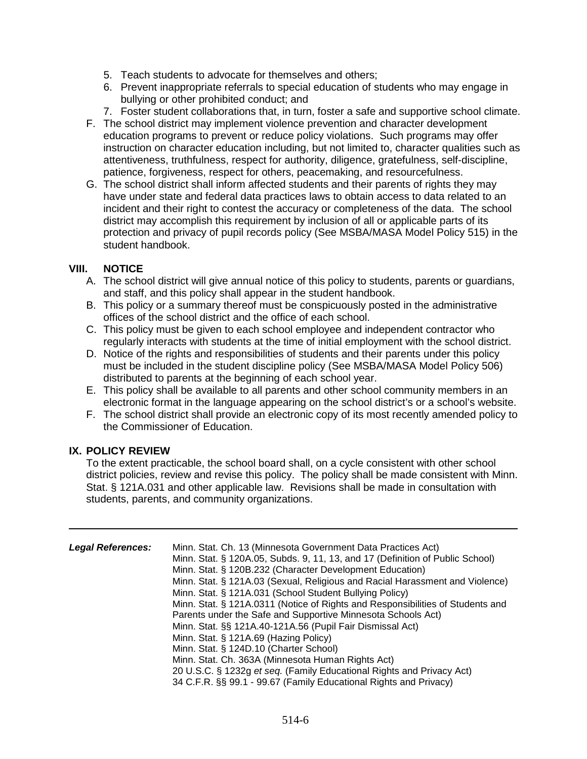5. Teach students to advocate for themselves and others;
6. Prevent inappropriate referrals to special education of students who may engage in bullying or other prohibited conduct; and
7. Foster student collaborations that, in turn, foster a safe and supportive school climate.

F. The school district may implement violence prevention and character development education programs to prevent or reduce policy violations. Such programs may offer instruction on character education including, but not limited to, character qualities such as attentiveness, truthfulness, respect for authority, diligence, gratefulness, self-discipline, patience, forgiveness, respect for others, peacemaking, and resourcefulness.

G. The school district shall inform affected students and their parents of rights they may have under state and federal data practices laws to obtain access to data related to an incident and their right to contest the accuracy or completeness of the data. The school district may accomplish this requirement by inclusion of all or applicable parts of its protection and privacy of pupil records policy (See MSBA/MASA Model Policy 515) in the student handbook.

## VIII. NOTICE

A. The school district will give annual notice of this policy to students, parents or guardians, and staff, and this policy shall appear in the student handbook.

B. This policy or a summary thereof must be conspicuously posted in the administrative offices of the school district and the office of each school.

C. This policy must be given to each school employee and independent contractor who regularly interacts with students at the time of initial employment with the school district.

D. Notice of the rights and responsibilities of students and their parents under this policy must be included in the student discipline policy (See MSBA/MASA Model Policy 506) distributed to parents at the beginning of each school year.

E. This policy shall be available to all parents and other school community members in an electronic format in the language appearing on the school district's or a school's website.

F. The school district shall provide an electronic copy of its most recently amended policy to the Commissioner of Education.

## IX. POLICY REVIEW

To the extent practicable, the school board shall, on a cycle consistent with other school district policies, review and revise this policy. The policy shall be made consistent with Minn. Stat. § 121A.031 and other applicable law. Revisions shall be made in consultation with students, parents, and community organizations.

---

***Legal References:***

Minn. Stat. Ch. 13 (Minnesota Government Data Practices Act)
Minn. Stat. § 120A.05, Subds. 9, 11, 13, and 17 (Definition of Public School)
Minn. Stat. § 120B.232 (Character Development Education)
Minn. Stat. § 121A.03 (Sexual, Religious and Racial Harassment and Violence)
Minn. Stat. § 121A.031 (School Student Bullying Policy)
Minn. Stat. § 121A.0311 (Notice of Rights and Responsibilities of Students and Parents under the Safe and Supportive Minnesota Schools Act)
Minn. Stat. §§ 121A.40-121A.56 (Pupil Fair Dismissal Act)
Minn. Stat. § 121A.69 (Hazing Policy)
Minn. Stat. § 124D.10 (Charter School)
Minn. Stat. Ch. 363A (Minnesota Human Rights Act)
20 U.S.C. § 1232g *et seq.* (Family Educational Rights and Privacy Act)
34 C.F.R. §§ 99.1 - 99.67 (Family Educational Rights and Privacy)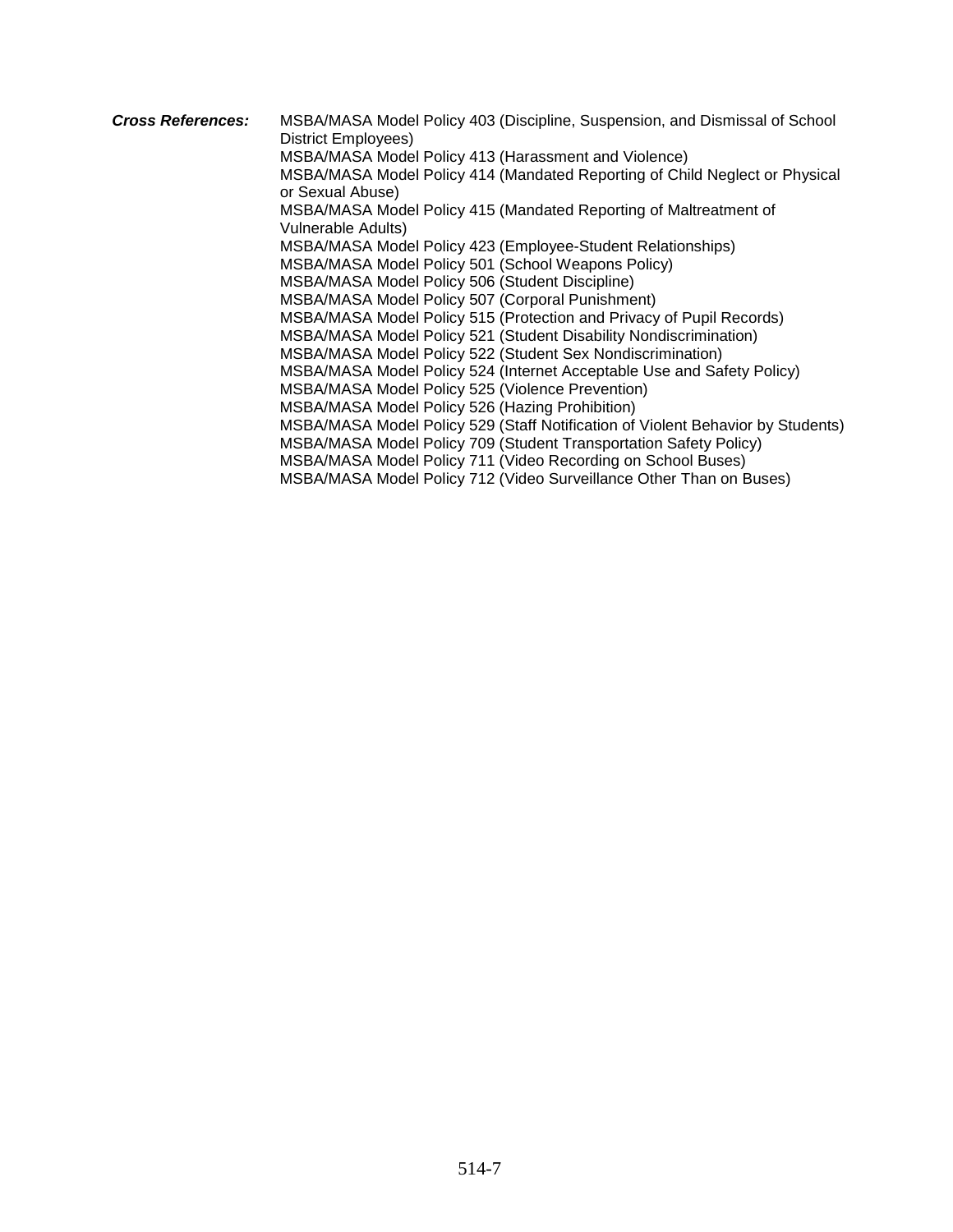***Cross References:*** MSBA/MASA Model Policy 403 (Discipline, Suspension, and Dismissal of School District Employees)
MSBA/MASA Model Policy 413 (Harassment and Violence)
MSBA/MASA Model Policy 414 (Mandated Reporting of Child Neglect or Physical or Sexual Abuse)
MSBA/MASA Model Policy 415 (Mandated Reporting of Maltreatment of Vulnerable Adults)
MSBA/MASA Model Policy 423 (Employee-Student Relationships)
MSBA/MASA Model Policy 501 (School Weapons Policy)
MSBA/MASA Model Policy 506 (Student Discipline)
MSBA/MASA Model Policy 507 (Corporal Punishment)
MSBA/MASA Model Policy 515 (Protection and Privacy of Pupil Records)
MSBA/MASA Model Policy 521 (Student Disability Nondiscrimination)
MSBA/MASA Model Policy 522 (Student Sex Nondiscrimination)
MSBA/MASA Model Policy 524 (Internet Acceptable Use and Safety Policy)
MSBA/MASA Model Policy 525 (Violence Prevention)
MSBA/MASA Model Policy 526 (Hazing Prohibition)
MSBA/MASA Model Policy 529 (Staff Notification of Violent Behavior by Students)
MSBA/MASA Model Policy 709 (Student Transportation Safety Policy)
MSBA/MASA Model Policy 711 (Video Recording on School Buses)
MSBA/MASA Model Policy 712 (Video Surveillance Other Than on Buses)